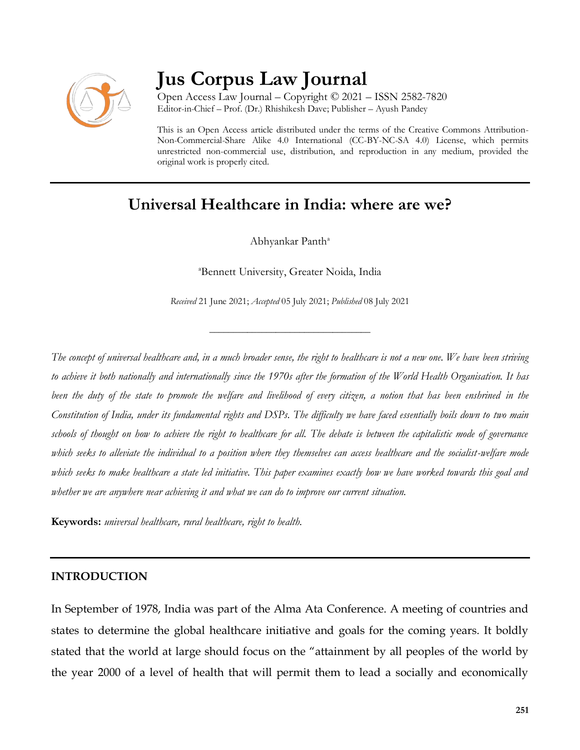# Jus Corpus Law Journal

Open Access Law Journal – Copyright © 2021 – ISSN 2582-7820
Editor-in-Chief – Prof. (Dr.) Rhishikesh Dave; Publisher – Ayush Pandey

This is an Open Access article distributed under the terms of the Creative Commons Attribution-Non-Commercial-Share Alike 4.0 International (CC-BY-NC-SA 4.0) License, which permits unrestricted non-commercial use, distribution, and reproduction in any medium, provided the original work is properly cited.

## Universal Healthcare in India: where are we?

Abhyankar Panth[a]

[a]Bennett University, Greater Noida, India

*Received* 21 June 2021; *Accepted* 05 July 2021; *Published* 08 July 2021

---

*The concept of universal healthcare and, in a much broader sense, the right to healthcare is not a new one. We have been striving to achieve it both nationally and internationally since the 1970s after the formation of the World Health Organisation. It has been the duty of the state to promote the welfare and livelihood of every citizen, a notion that has been enshrined in the Constitution of India, under its fundamental rights and DSPs. The difficulty we have faced essentially boils down to two main schools of thought on how to achieve the right to healthcare for all. The debate is between the capitalistic mode of governance which seeks to alleviate the individual to a position where they themselves can access healthcare and the socialist-welfare mode which seeks to make healthcare a state led initiative. This paper examines exactly how we have worked towards this goal and whether we are anywhere near achieving it and what we can do to improve our current situation.*

**Keywords:** *universal healthcare, rural healthcare, right to health.*

## INTRODUCTION

In September of 1978, India was part of the Alma Ata Conference. A meeting of countries and states to determine the global healthcare initiative and goals for the coming years. It boldly stated that the world at large should focus on the "attainment by all peoples of the world by the year 2000 of a level of health that will permit them to lead a socially and economically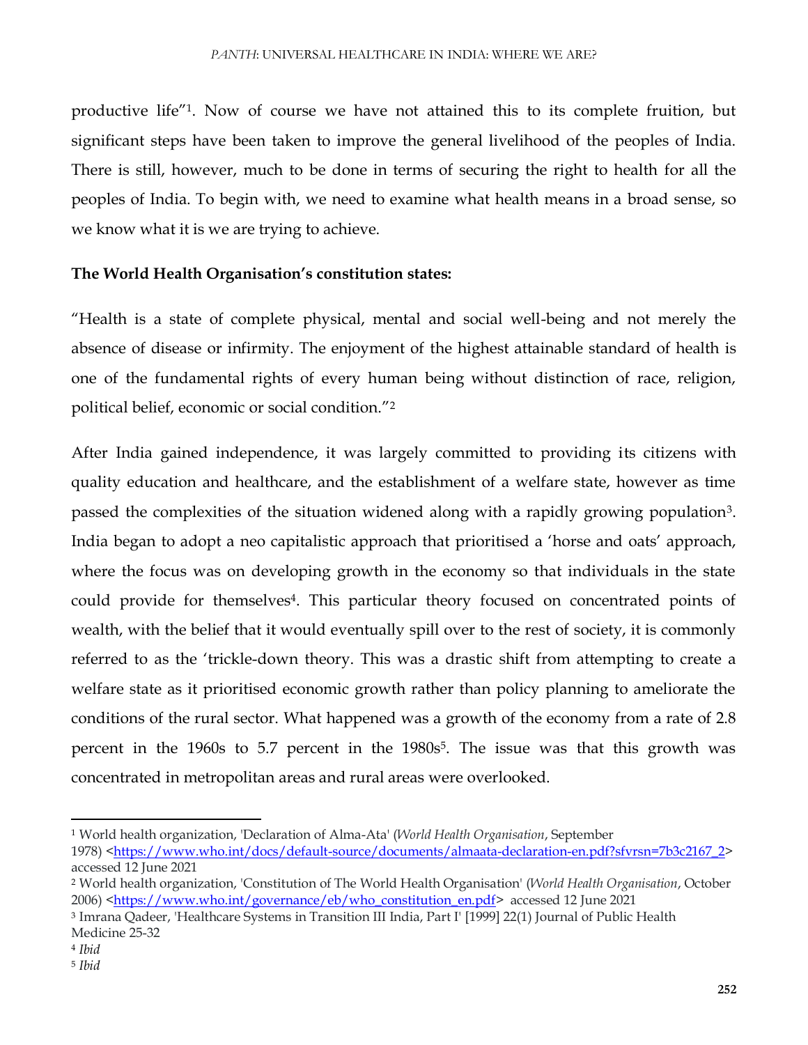productive life"[1]. Now of course we have not attained this to its complete fruition, but significant steps have been taken to improve the general livelihood of the peoples of India. There is still, however, much to be done in terms of securing the right to health for all the peoples of India. To begin with, we need to examine what health means in a broad sense, so we know what it is we are trying to achieve.

**The World Health Organisation's constitution states:**

"Health is a state of complete physical, mental and social well-being and not merely the absence of disease or infirmity. The enjoyment of the highest attainable standard of health is one of the fundamental rights of every human being without distinction of race, religion, political belief, economic or social condition."[2]

After India gained independence, it was largely committed to providing its citizens with quality education and healthcare, and the establishment of a welfare state, however as time passed the complexities of the situation widened along with a rapidly growing population[3]. India began to adopt a neo capitalistic approach that prioritised a 'horse and oats' approach, where the focus was on developing growth in the economy so that individuals in the state could provide for themselves[4]. This particular theory focused on concentrated points of wealth, with the belief that it would eventually spill over to the rest of society, it is commonly referred to as the 'trickle-down theory. This was a drastic shift from attempting to create a welfare state as it prioritised economic growth rather than policy planning to ameliorate the conditions of the rural sector. What happened was a growth of the economy from a rate of 2.8 percent in the 1960s to 5.7 percent in the 1980s[5]. The issue was that this growth was concentrated in metropolitan areas and rural areas were overlooked.

---

[1] World health organization, 'Declaration of Alma-Ata' (*World Health Organisation*, September 1978) <https://www.who.int/docs/default-source/documents/almaata-declaration-en.pdf?sfvrsn=7b3c2167_2> accessed 12 June 2021

[2] World health organization, 'Constitution of The World Health Organisation' (*World Health Organisation*, October 2006) <https://www.who.int/governance/eb/who_constitution_en.pdf> accessed 12 June 2021

[3] Imrana Qadeer, 'Healthcare Systems in Transition III India, Part I' [1999] 22(1) Journal of Public Health Medicine 25-32

[4] *Ibid*

[5] *Ibid*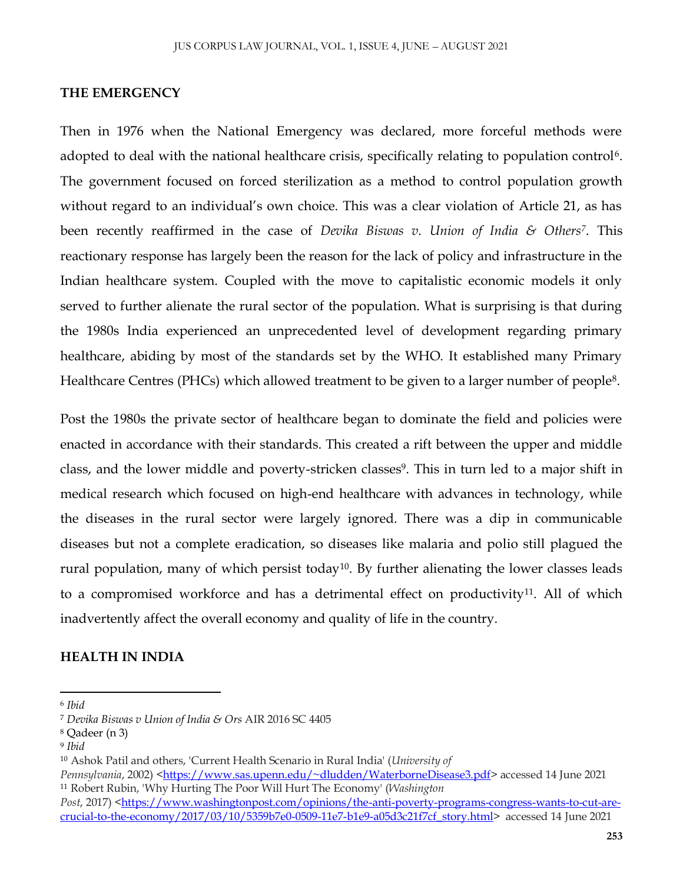## THE EMERGENCY

Then in 1976 when the National Emergency was declared, more forceful methods were adopted to deal with the national healthcare crisis, specifically relating to population control[6]. The government focused on forced sterilization as a method to control population growth without regard to an individual's own choice. This was a clear violation of Article 21, as has been recently reaffirmed in the case of *Devika Biswas v. Union of India & Others*[7]. This reactionary response has largely been the reason for the lack of policy and infrastructure in the Indian healthcare system. Coupled with the move to capitalistic economic models it only served to further alienate the rural sector of the population. What is surprising is that during the 1980s India experienced an unprecedented level of development regarding primary healthcare, abiding by most of the standards set by the WHO. It established many Primary Healthcare Centres (PHCs) which allowed treatment to be given to a larger number of people[8].

Post the 1980s the private sector of healthcare began to dominate the field and policies were enacted in accordance with their standards. This created a rift between the upper and middle class, and the lower middle and poverty-stricken classes[9]. This in turn led to a major shift in medical research which focused on high-end healthcare with advances in technology, while the diseases in the rural sector were largely ignored. There was a dip in communicable diseases but not a complete eradication, so diseases like malaria and polio still plagued the rural population, many of which persist today[10]. By further alienating the lower classes leads to a compromised workforce and has a detrimental effect on productivity[11]. All of which inadvertently affect the overall economy and quality of life in the country.

## HEALTH IN INDIA

---

[6] *Ibid*

[7] *Devika Biswas v Union of India & Ors* AIR 2016 SC 4405

[8] Qadeer (n 3)

[9] *Ibid*

[10] Ashok Patil and others, 'Current Health Scenario in Rural India' (*University of Pennsylvania*, 2002) <https://www.sas.upenn.edu/~dludden/WaterborneDisease3.pdf> accessed 14 June 2021

[11] Robert Rubin, 'Why Hurting The Poor Will Hurt The Economy' (*Washington Post*, 2017) <https://www.washingtonpost.com/opinions/the-anti-poverty-programs-congress-wants-to-cut-are-crucial-to-the-economy/2017/03/10/5359b7e0-0509-11e7-b1e9-a05d3c21f7cf_story.html> accessed 14 June 2021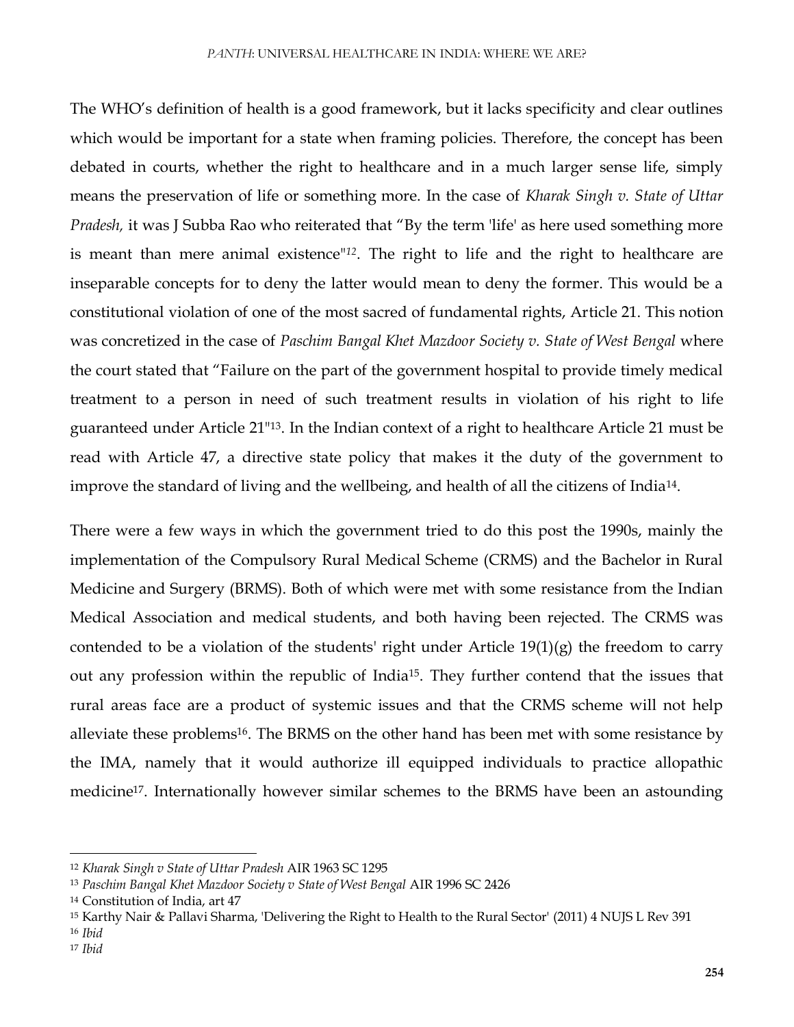The WHO's definition of health is a good framework, but it lacks specificity and clear outlines which would be important for a state when framing policies. Therefore, the concept has been debated in courts, whether the right to healthcare and in a much larger sense life, simply means the preservation of life or something more. In the case of *Kharak Singh v. State of Uttar Pradesh,* it was J Subba Rao who reiterated that "By the term 'life' as here used something more is meant than mere animal existence"[12]. The right to life and the right to healthcare are inseparable concepts for to deny the latter would mean to deny the former. This would be a constitutional violation of one of the most sacred of fundamental rights, Article 21. This notion was concretized in the case of *Paschim Bangal Khet Mazdoor Society v. State of West Bengal* where the court stated that "Failure on the part of the government hospital to provide timely medical treatment to a person in need of such treatment results in violation of his right to life guaranteed under Article 21"[13]. In the Indian context of a right to healthcare Article 21 must be read with Article 47, a directive state policy that makes it the duty of the government to improve the standard of living and the wellbeing, and health of all the citizens of India[14].

There were a few ways in which the government tried to do this post the 1990s, mainly the implementation of the Compulsory Rural Medical Scheme (CRMS) and the Bachelor in Rural Medicine and Surgery (BRMS). Both of which were met with some resistance from the Indian Medical Association and medical students, and both having been rejected. The CRMS was contended to be a violation of the students' right under Article 19(1)(g) the freedom to carry out any profession within the republic of India[15]. They further contend that the issues that rural areas face are a product of systemic issues and that the CRMS scheme will not help alleviate these problems[16]. The BRMS on the other hand has been met with some resistance by the IMA, namely that it would authorize ill equipped individuals to practice allopathic medicine[17]. Internationally however similar schemes to the BRMS have been an astounding

---

[12] *Kharak Singh v State of Uttar Pradesh* AIR 1963 SC 1295

[13] *Paschim Bangal Khet Mazdoor Society v State of West Bengal* AIR 1996 SC 2426

[14] Constitution of India, art 47

[15] Karthy Nair & Pallavi Sharma, 'Delivering the Right to Health to the Rural Sector' (2011) 4 NUJS L Rev 391

[16] *Ibid*

[17] *Ibid*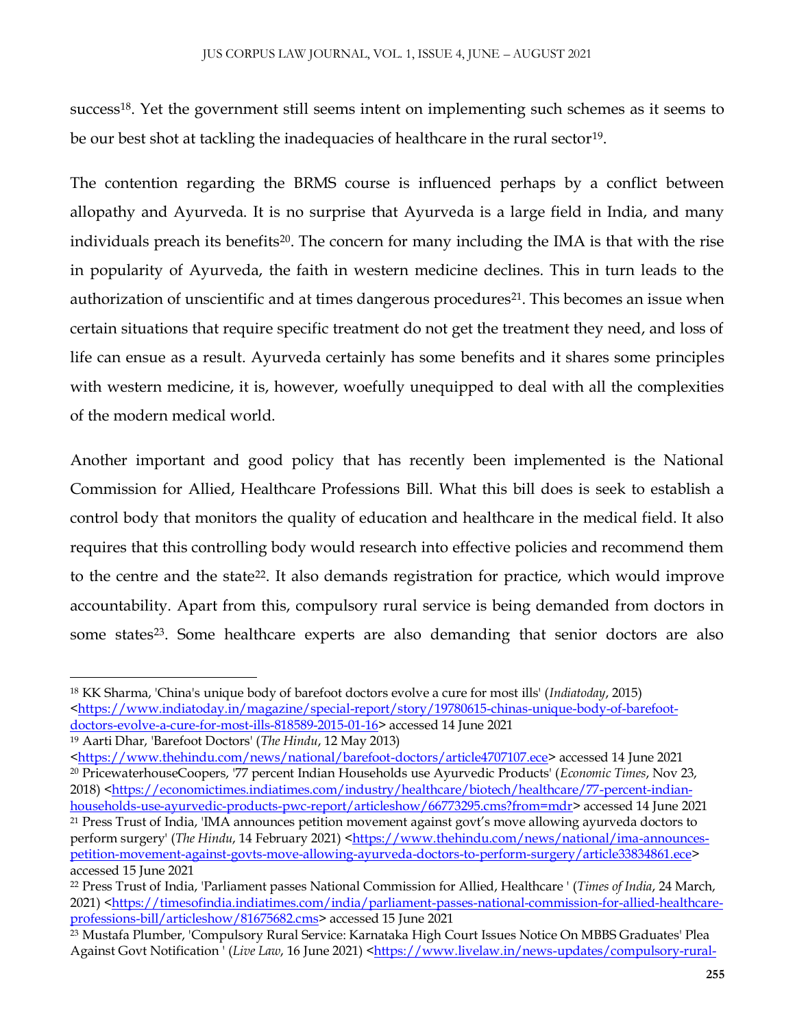success[18]. Yet the government still seems intent on implementing such schemes as it seems to be our best shot at tackling the inadequacies of healthcare in the rural sector[19].

The contention regarding the BRMS course is influenced perhaps by a conflict between allopathy and Ayurveda. It is no surprise that Ayurveda is a large field in India, and many individuals preach its benefits[20]. The concern for many including the IMA is that with the rise in popularity of Ayurveda, the faith in western medicine declines. This in turn leads to the authorization of unscientific and at times dangerous procedures[21]. This becomes an issue when certain situations that require specific treatment do not get the treatment they need, and loss of life can ensue as a result. Ayurveda certainly has some benefits and it shares some principles with western medicine, it is, however, woefully unequipped to deal with all the complexities of the modern medical world.

Another important and good policy that has recently been implemented is the National Commission for Allied, Healthcare Professions Bill. What this bill does is seek to establish a control body that monitors the quality of education and healthcare in the medical field. It also requires that this controlling body would research into effective policies and recommend them to the centre and the state[22]. It also demands registration for practice, which would improve accountability. Apart from this, compulsory rural service is being demanded from doctors in some states[23]. Some healthcare experts are also demanding that senior doctors are also

---

[18] KK Sharma, 'China's unique body of barefoot doctors evolve a cure for most ills' (*Indiatoday*, 2015) <https://www.indiatoday.in/magazine/special-report/story/19780615-chinas-unique-body-of-barefoot-doctors-evolve-a-cure-for-most-ills-818589-2015-01-16> accessed 14 June 2021

[19] Aarti Dhar, 'Barefoot Doctors' (*The Hindu*, 12 May 2013) <https://www.thehindu.com/news/national/barefoot-doctors/article4707107.ece> accessed 14 June 2021

[20] PricewaterhouseCoopers, '77 percent Indian Households use Ayurvedic Products' (*Economic Times*, Nov 23, 2018) <https://economictimes.indiatimes.com/industry/healthcare/biotech/healthcare/77-percent-indian-households-use-ayurvedic-products-pwc-report/articleshow/66773295.cms?from=mdr> accessed 14 June 2021

[21] Press Trust of India, 'IMA announces petition movement against govt's move allowing ayurveda doctors to perform surgery' (*The Hindu*, 14 February 2021) <https://www.thehindu.com/news/national/ima-announces-petition-movement-against-govts-move-allowing-ayurveda-doctors-to-perform-surgery/article33834861.ece> accessed 15 June 2021

[22] Press Trust of India, 'Parliament passes National Commission for Allied, Healthcare ' (*Times of India*, 24 March, 2021) <https://timesofindia.indiatimes.com/india/parliament-passes-national-commission-for-allied-healthcare-professions-bill/articleshow/81675682.cms> accessed 15 June 2021

[23] Mustafa Plumber, 'Compulsory Rural Service: Karnataka High Court Issues Notice On MBBS Graduates' Plea Against Govt Notification ' (*Live Law*, 16 June 2021) <https://www.livelaw.in/news-updates/compulsory-rural-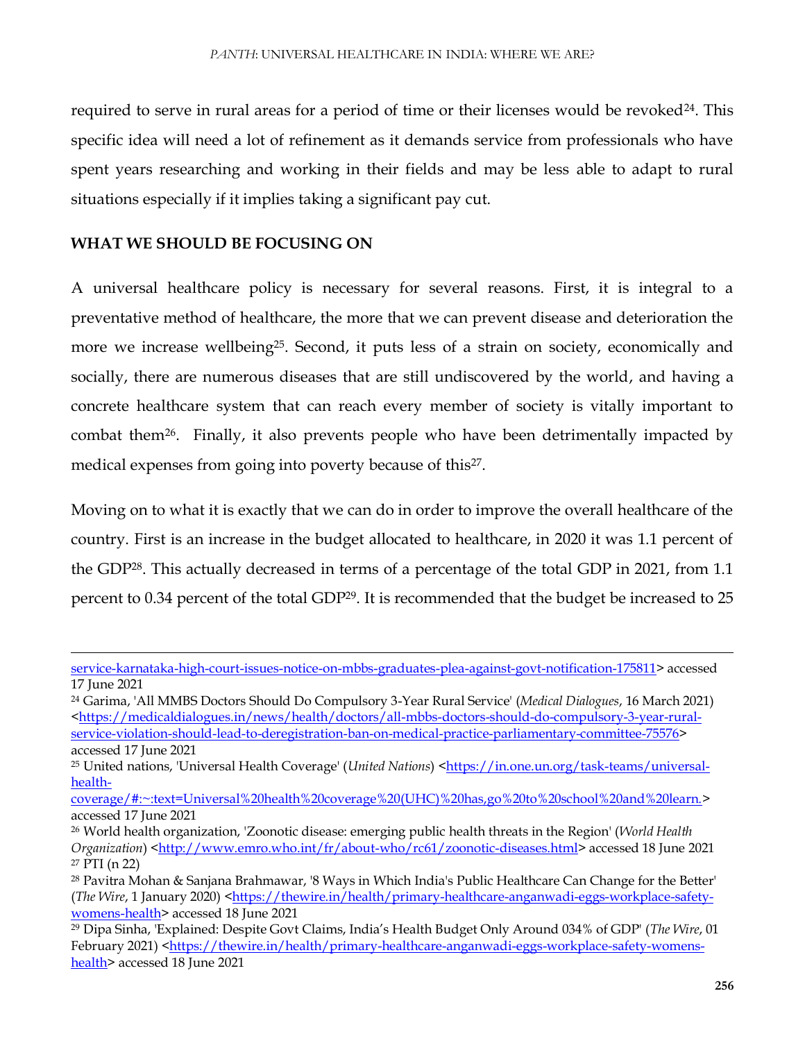required to serve in rural areas for a period of time or their licenses would be revoked[24]. This specific idea will need a lot of refinement as it demands service from professionals who have spent years researching and working in their fields and may be less able to adapt to rural situations especially if it implies taking a significant pay cut.

## WHAT WE SHOULD BE FOCUSING ON

A universal healthcare policy is necessary for several reasons. First, it is integral to a preventative method of healthcare, the more that we can prevent disease and deterioration the more we increase wellbeing[25]. Second, it puts less of a strain on society, economically and socially, there are numerous diseases that are still undiscovered by the world, and having a concrete healthcare system that can reach every member of society is vitally important to combat them[26]. Finally, it also prevents people who have been detrimentally impacted by medical expenses from going into poverty because of this[27].

Moving on to what it is exactly that we can do in order to improve the overall healthcare of the country. First is an increase in the budget allocated to healthcare, in 2020 it was 1.1 percent of the GDP[28]. This actually decreased in terms of a percentage of the total GDP in 2021, from 1.1 percent to 0.34 percent of the total GDP[29]. It is recommended that the budget be increased to 25

---

service-karnataka-high-court-issues-notice-on-mbbs-graduates-plea-against-govt-notification-175811> accessed 17 June 2021

[24] Garima, 'All MMBS Doctors Should Do Compulsory 3-Year Rural Service' (*Medical Dialogues*, 16 March 2021) <https://medicaldialogues.in/news/health/doctors/all-mbbs-doctors-should-do-compulsory-3-year-rural-service-violation-should-lead-to-deregistration-ban-on-medical-practice-parliamentary-committee-75576> accessed 17 June 2021

[25] United nations, 'Universal Health Coverage' (*United Nations*) <https://in.one.un.org/task-teams/universal-health-coverage/#:~:text=Universal%20health%20coverage%20(UHC)%20has,go%20to%20school%20and%20learn.> accessed 17 June 2021

[26] World health organization, 'Zoonotic disease: emerging public health threats in the Region' (*World Health Organization*) <http://www.emro.who.int/fr/about-who/rc61/zoonotic-diseases.html> accessed 18 June 2021

[27] PTI (n 22)

[28] Pavitra Mohan & Sanjana Brahmawar, '8 Ways in Which India's Public Healthcare Can Change for the Better' (*The Wire*, 1 January 2020) <https://thewire.in/health/primary-healthcare-anganwadi-eggs-workplace-safety-womens-health> accessed 18 June 2021

[29] Dipa Sinha, 'Explained: Despite Govt Claims, India's Health Budget Only Around 034% of GDP' (*The Wire*, 01 February 2021) <https://thewire.in/health/primary-healthcare-anganwadi-eggs-workplace-safety-womens-health> accessed 18 June 2021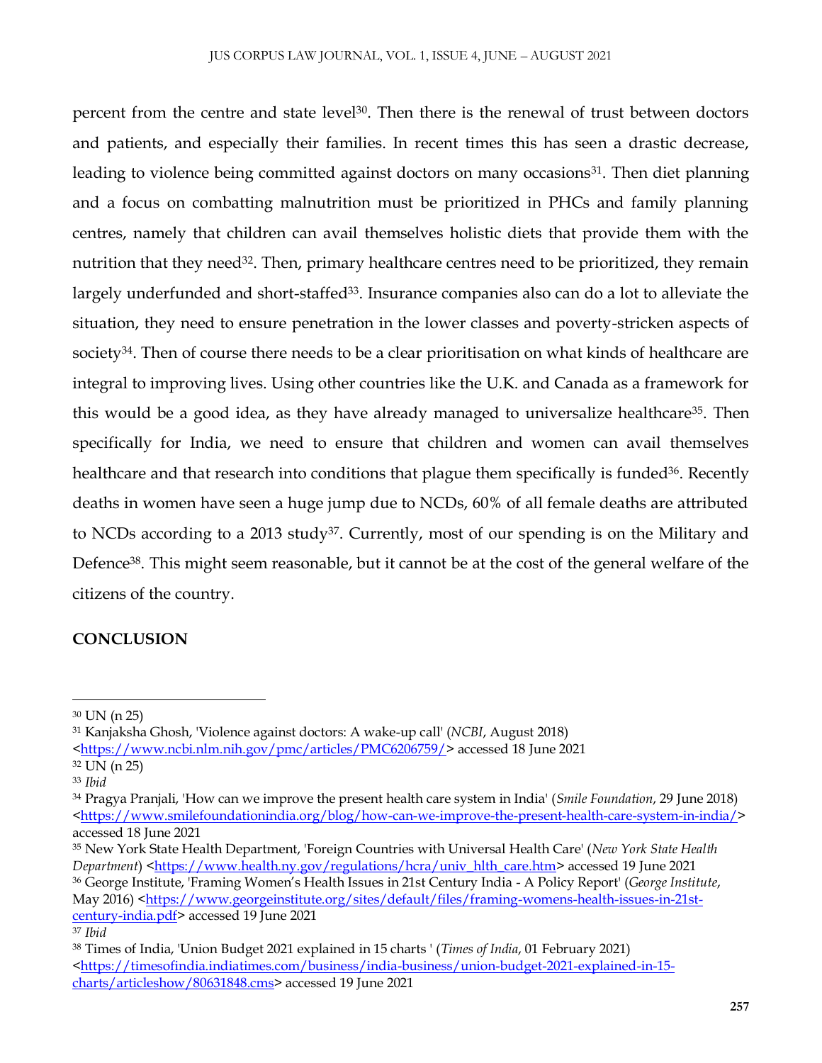percent from the centre and state level[30]. Then there is the renewal of trust between doctors and patients, and especially their families. In recent times this has seen a drastic decrease, leading to violence being committed against doctors on many occasions[31]. Then diet planning and a focus on combatting malnutrition must be prioritized in PHCs and family planning centres, namely that children can avail themselves holistic diets that provide them with the nutrition that they need[32]. Then, primary healthcare centres need to be prioritized, they remain largely underfunded and short-staffed[33]. Insurance companies also can do a lot to alleviate the situation, they need to ensure penetration in the lower classes and poverty-stricken aspects of society[34]. Then of course there needs to be a clear prioritisation on what kinds of healthcare are integral to improving lives. Using other countries like the U.K. and Canada as a framework for this would be a good idea, as they have already managed to universalize healthcare[35]. Then specifically for India, we need to ensure that children and women can avail themselves healthcare and that research into conditions that plague them specifically is funded[36]. Recently deaths in women have seen a huge jump due to NCDs, 60% of all female deaths are attributed to NCDs according to a 2013 study[37]. Currently, most of our spending is on the Military and Defence[38]. This might seem reasonable, but it cannot be at the cost of the general welfare of the citizens of the country.

## CONCLUSION

---

[30] UN (n 25)

[31] Kanjaksha Ghosh, 'Violence against doctors: A wake-up call' (*NCBI*, August 2018) <https://www.ncbi.nlm.nih.gov/pmc/articles/PMC6206759/> accessed 18 June 2021

[32] UN (n 25)

[33] *Ibid*

[34] Pragya Pranjali, 'How can we improve the present health care system in India' (*Smile Foundation*, 29 June 2018) <https://www.smilefoundationindia.org/blog/how-can-we-improve-the-present-health-care-system-in-india/> accessed 18 June 2021

[35] New York State Health Department, 'Foreign Countries with Universal Health Care' (*New York State Health Department*) <https://www.health.ny.gov/regulations/hcra/univ_hlth_care.htm> accessed 19 June 2021

[36] George Institute, 'Framing Women's Health Issues in 21st Century India - A Policy Report' (*George Institute*, May 2016) <https://www.georgeinstitute.org/sites/default/files/framing-womens-health-issues-in-21st-century-india.pdf> accessed 19 June 2021

[37] *Ibid*

[38] Times of India, 'Union Budget 2021 explained in 15 charts ' (*Times of India*, 01 February 2021) <https://timesofindia.indiatimes.com/business/india-business/union-budget-2021-explained-in-15-charts/articleshow/80631848.cms> accessed 19 June 2021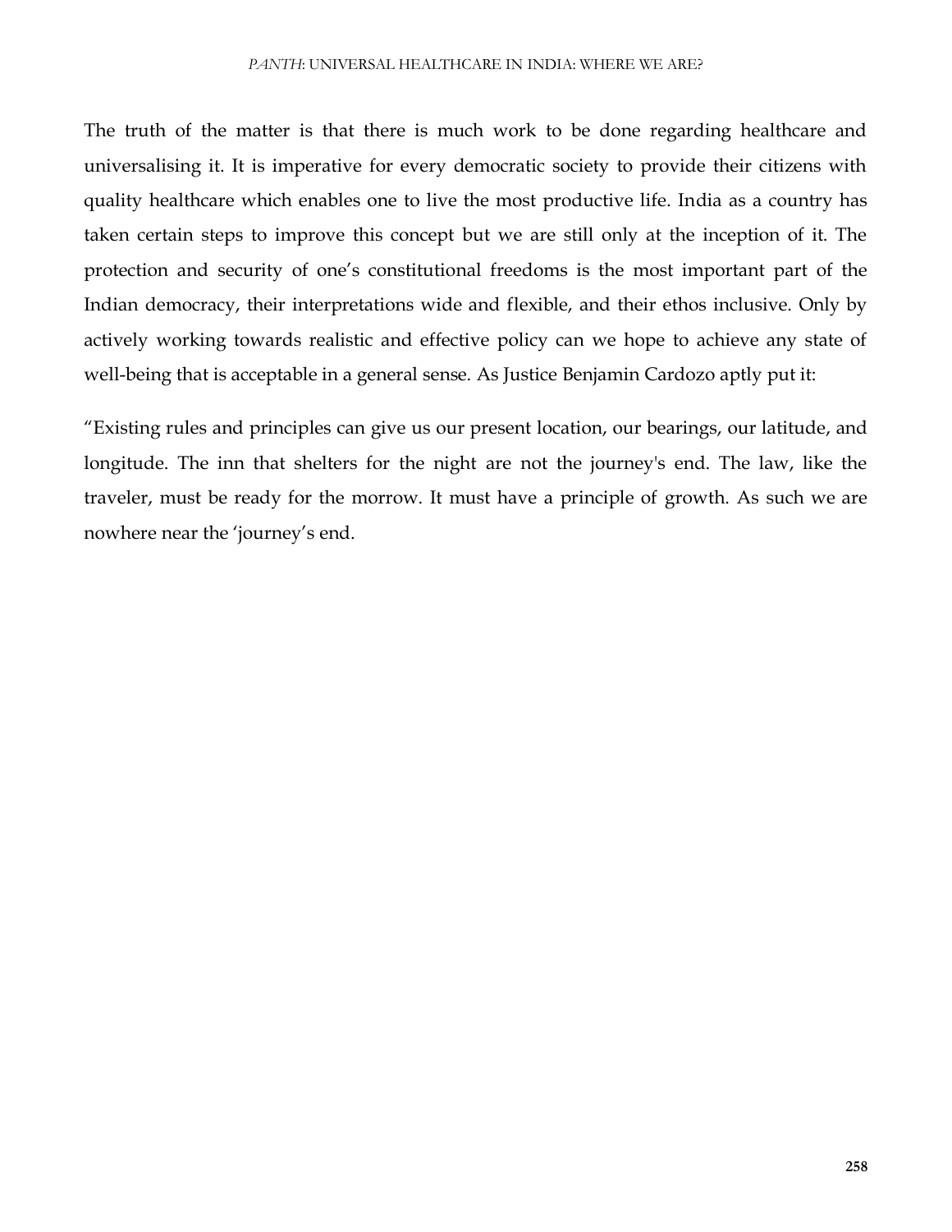The truth of the matter is that there is much work to be done regarding healthcare and universalising it. It is imperative for every democratic society to provide their citizens with quality healthcare which enables one to live the most productive life. India as a country has taken certain steps to improve this concept but we are still only at the inception of it. The protection and security of one's constitutional freedoms is the most important part of the Indian democracy, their interpretations wide and flexible, and their ethos inclusive. Only by actively working towards realistic and effective policy can we hope to achieve any state of well-being that is acceptable in a general sense. As Justice Benjamin Cardozo aptly put it:

"Existing rules and principles can give us our present location, our bearings, our latitude, and longitude. The inn that shelters for the night are not the journey's end. The law, like the traveler, must be ready for the morrow. It must have a principle of growth. As such we are nowhere near the 'journey's end.